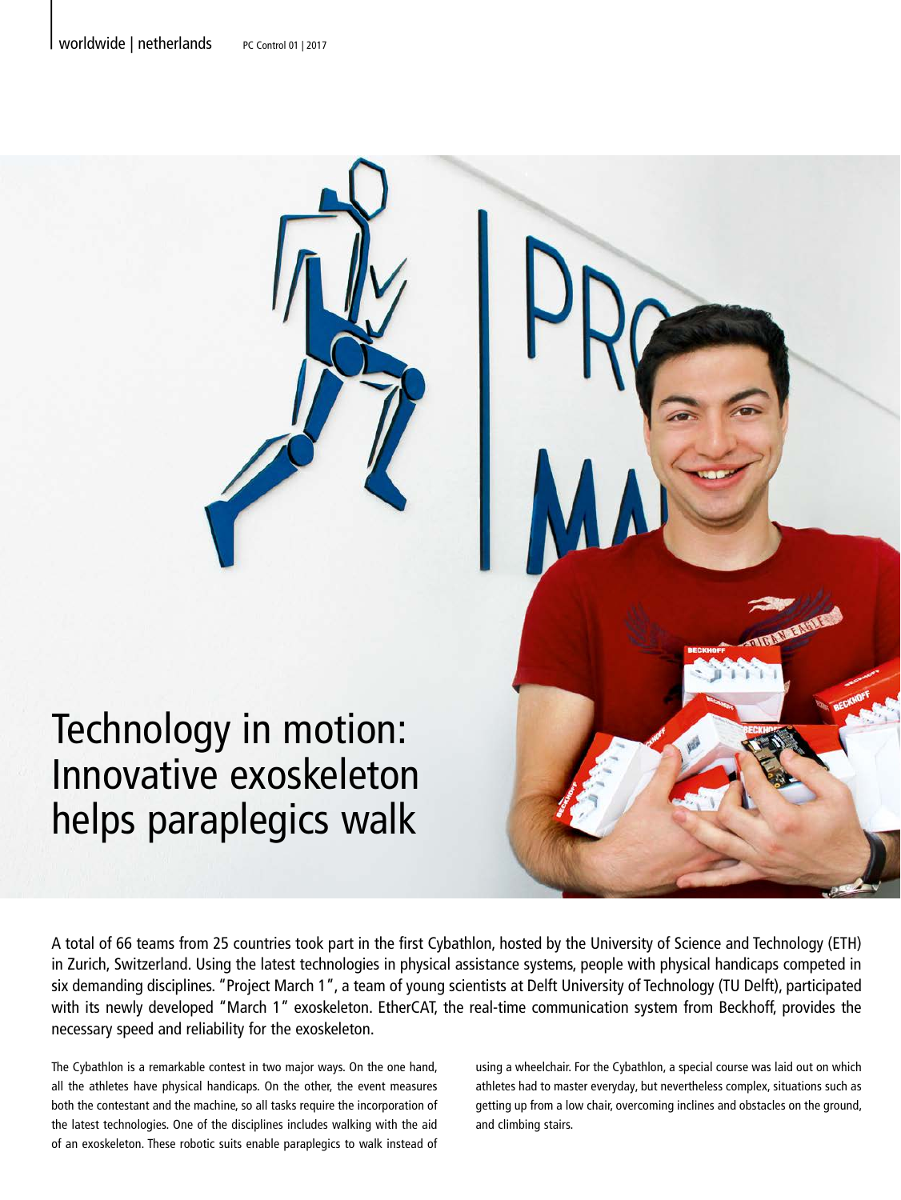# Technology in motion: Innovative exoskeleton helps paraplegics walk

A total of 66 teams from 25 countries took part in the first Cybathlon, hosted by the University of Science and Technology (ETH) in Zurich, Switzerland. Using the latest technologies in physical assistance systems, people with physical handicaps competed in six demanding disciplines. "Project March 1", a team of young scientists at Delft University of Technology (TU Delft), participated with its newly developed "March 1" exoskeleton. EtherCAT, the real-time communication system from Beckhoff, provides the necessary speed and reliability for the exoskeleton.

The Cybathlon is a remarkable contest in two major ways. On the one hand, all the athletes have physical handicaps. On the other, the event measures both the contestant and the machine, so all tasks require the incorporation of the latest technologies. One of the disciplines includes walking with the aid of an exoskeleton. These robotic suits enable paraplegics to walk instead of using a wheelchair. For the Cybathlon, a special course was laid out on which athletes had to master everyday, but nevertheless complex, situations such as getting up from a low chair, overcoming inclines and obstacles on the ground, and climbing stairs.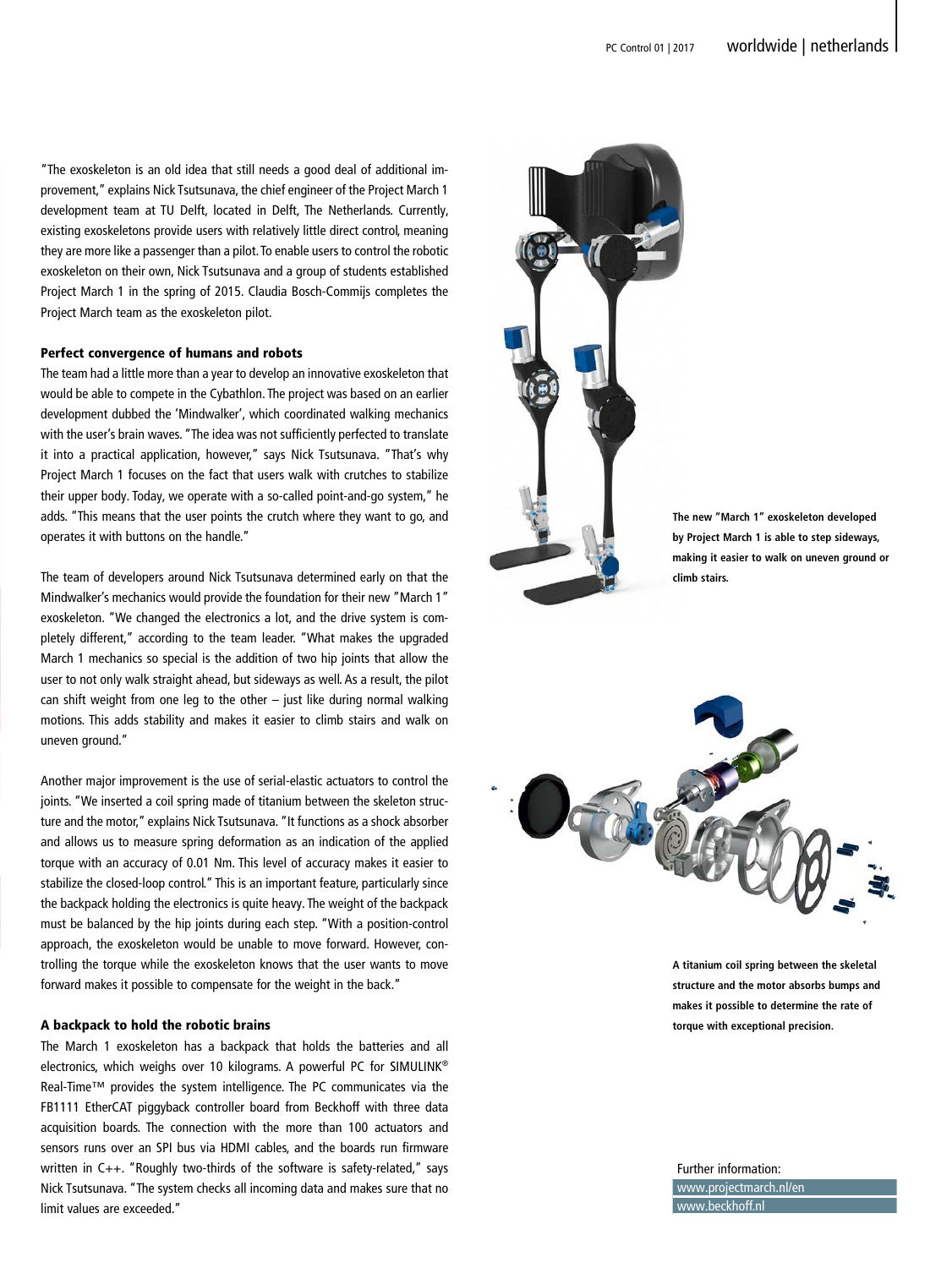"The exoskeleton is an old idea that still needs a good deal of additional improvement," explains Nick Tsutsunava, the chief engineer of the Project March 1 development team at TU Delft, located in Delft, The Netherlands. Currently, existing exoskeletons provide users with relatively little direct control, meaning they are more like a passenger than a pilot. To enable users to control the robotic exoskeleton on their own, Nick Tsutsunava and a group of students established Project March 1 in the spring of 2015. Claudia Bosch-Commijs completes the Project March team as the exoskeleton pilot.

## Perfect convergence of humans and robots

The team had a little more than a year to develop an innovative exoskeleton that would be able to compete in the Cybathlon. The project was based on an earlier development dubbed the 'Mindwalker', which coordinated walking mechanics with the user's brain waves. "The idea was not sufficiently perfected to translate it into a practical application, however," says Nick Tsutsunava. "That's why Project March 1 focuses on the fact that users walk with crutches to stabilize their upper body. Today, we operate with a so-called point-and-go system," he adds. "This means that the user points the crutch where they want to go, and operates it with buttons on the handle."

The team of developers around Nick Tsutsunava determined early on that the Mindwalker's mechanics would provide the foundation for their new "March 1" exoskeleton. "We changed the electronics a lot, and the drive system is completely different," according to the team leader. "What makes the upgraded March 1 mechanics so special is the addition of two hip joints that allow the user to not only walk straight ahead, but sideways as well. As a result, the pilot can shift weight from one leg to the other – just like during normal walking motions. This adds stability and makes it easier to climb stairs and walk on uneven ground."

Another major improvement is the use of serial-elastic actuators to control the joints. "We inserted a coil spring made of titanium between the skeleton structure and the motor," explains Nick Tsutsunava. "It functions as a shock absorber and allows us to measure spring deformation as an indication of the applied torque with an accuracy of 0.01 Nm. This level of accuracy makes it easier to stabilize the closed-loop control." This is an important feature, particularly since the backpack holding the electronics is quite heavy. The weight of the backpack must be balanced by the hip joints during each step. "With a position-control approach, the exoskeleton would be unable to move forward. However, controlling the torque while the exoskeleton knows that the user wants to move forward makes it possible to compensate for the weight in the back."

## A backpack to hold the robotic brains

The March 1 exoskeleton has a backpack that holds the batteries and all electronics, which weighs over 10 kilograms. A powerful PC for SIMULINK® Real-Time™ provides the system intelligence. The PC communicates via the FB1111 EtherCAT piggyback controller board from Beckhoff with three data acquisition boards. The connection with the more than 100 actuators and sensors runs over an SPI bus via HDMI cables, and the boards run firmware written in C++. "Roughly two-thirds of the software is safety-related," says Nick Tsutsunava. "The system checks all incoming data and makes sure that no limit values are exceeded."

**The new "March 1" exoskeleton developed by Project March 1 is able to step sideways, making it easier to walk on uneven ground or climb stairs.**

**A titanium coil spring between the skeletal structure and the motor absorbs bumps and makes it possible to determine the rate of torque with exceptional precision.**

Further information:
www.projectmarch.nl/en
www.beckhoff.nl